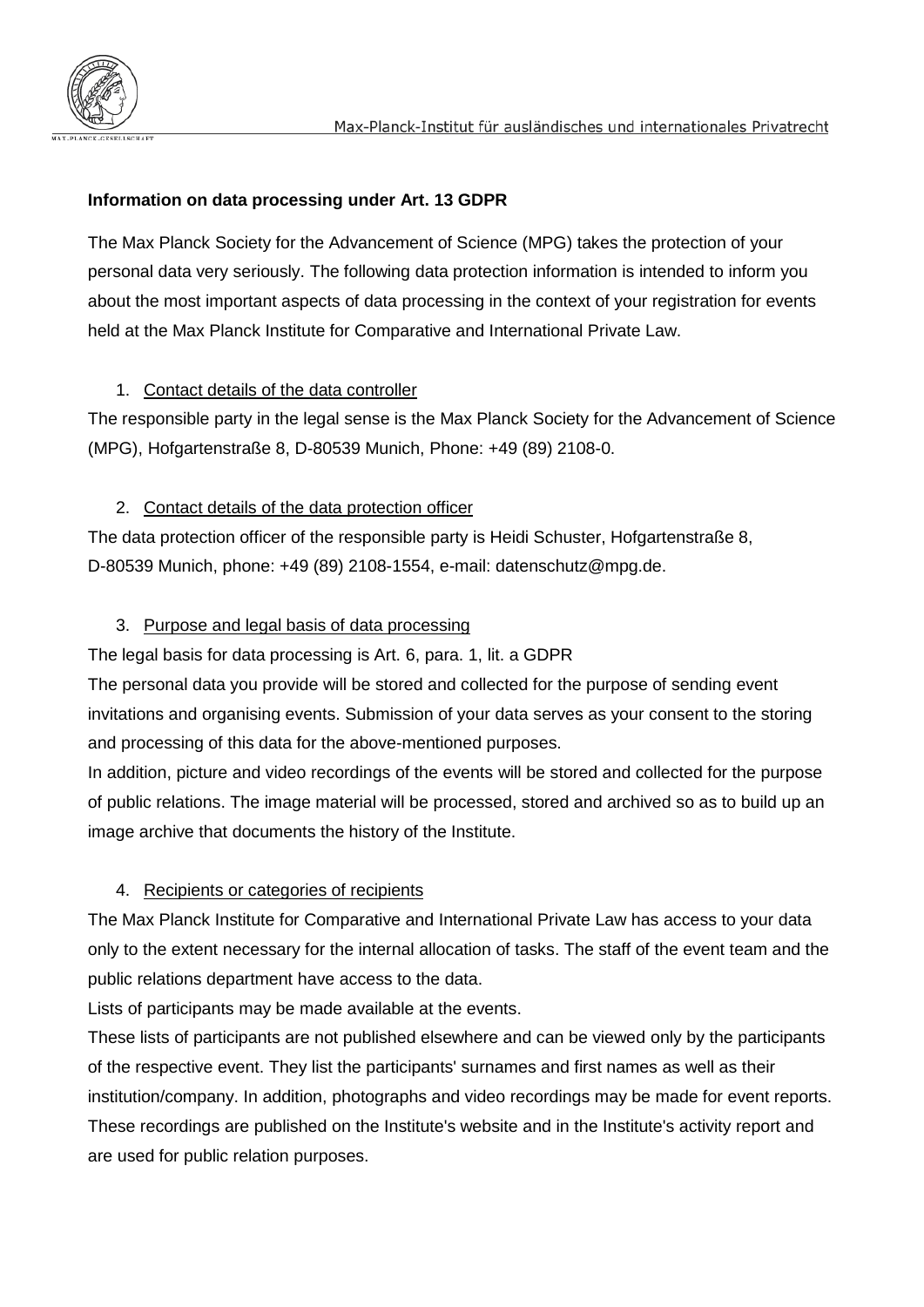**Information on data processing under Art. 13 GDPR**

The Max Planck Society for the Advancement of Science (MPG) takes the protection of your personal data very seriously. The following data protection information is intended to inform you about the most important aspects of data processing in the context of your registration for events held at the Max Planck Institute for Comparative and International Private Law.

1. Contact details of the data controller

The responsible party in the legal sense is the Max Planck Society for the Advancement of Science (MPG), Hofgartenstraße 8, D-80539 Munich, Phone: +49 (89) 2108-0.

2. Contact details of the data protection officer

The data protection officer of the responsible party is Heidi Schuster, Hofgartenstraße 8, D-80539 Munich, phone: +49 (89) 2108-1554, e-mail: datenschutz@mpg.de.

3. Purpose and legal basis of data processing

The legal basis for data processing is Art. 6, para. 1, lit. a GDPR

The personal data you provide will be stored and collected for the purpose of sending event invitations and organising events. Submission of your data serves as your consent to the storing and processing of this data for the above-mentioned purposes.

In addition, picture and video recordings of the events will be stored and collected for the purpose of public relations. The image material will be processed, stored and archived so as to build up an image archive that documents the history of the Institute.

4. Recipients or categories of recipients

The Max Planck Institute for Comparative and International Private Law has access to your data only to the extent necessary for the internal allocation of tasks. The staff of the event team and the public relations department have access to the data.

Lists of participants may be made available at the events.

These lists of participants are not published elsewhere and can be viewed only by the participants of the respective event. They list the participants' surnames and first names as well as their institution/company. In addition, photographs and video recordings may be made for event reports. These recordings are published on the Institute's website and in the Institute's activity report and are used for public relation purposes.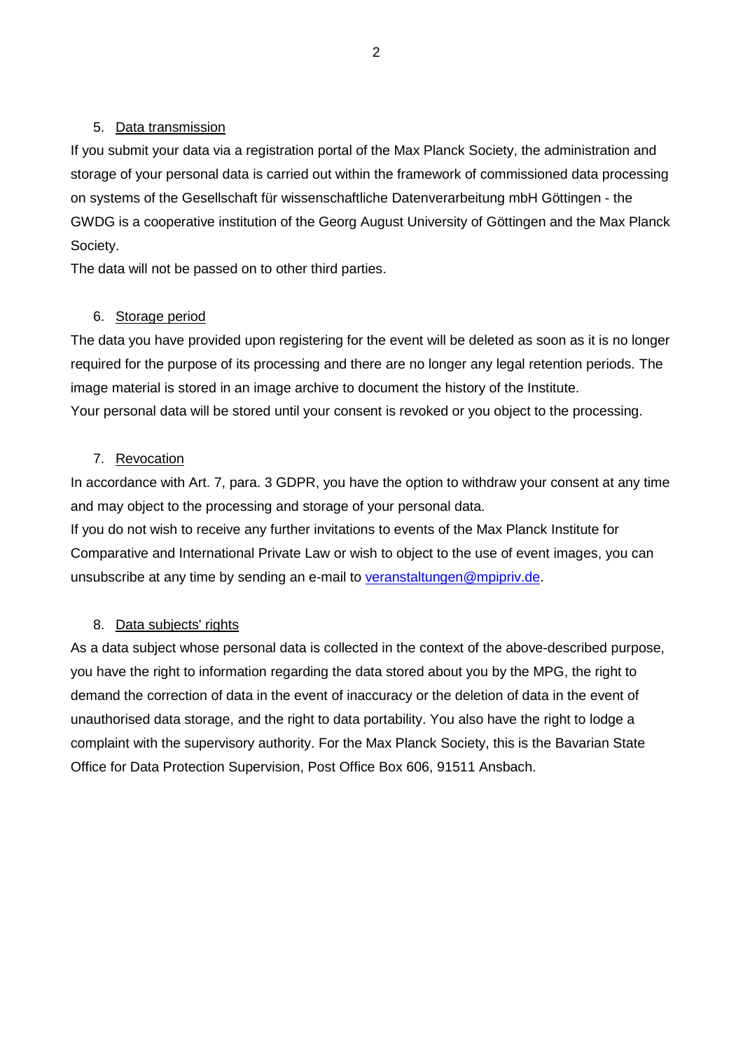5. Data transmission

If you submit your data via a registration portal of the Max Planck Society, the administration and storage of your personal data is carried out within the framework of commissioned data processing on systems of the Gesellschaft für wissenschaftliche Datenverarbeitung mbH Göttingen - the GWDG is a cooperative institution of the Georg August University of Göttingen and the Max Planck Society.

The data will not be passed on to other third parties.

6. Storage period

The data you have provided upon registering for the event will be deleted as soon as it is no longer required for the purpose of its processing and there are no longer any legal retention periods. The image material is stored in an image archive to document the history of the Institute.

Your personal data will be stored until your consent is revoked or you object to the processing.

7. Revocation

In accordance with Art. 7, para. 3 GDPR, you have the option to withdraw your consent at any time and may object to the processing and storage of your personal data.

If you do not wish to receive any further invitations to events of the Max Planck Institute for Comparative and International Private Law or wish to object to the use of event images, you can unsubscribe at any time by sending an e-mail to veranstaltungen@mpipriv.de.

8. Data subjects' rights

As a data subject whose personal data is collected in the context of the above-described purpose, you have the right to information regarding the data stored about you by the MPG, the right to demand the correction of data in the event of inaccuracy or the deletion of data in the event of unauthorised data storage, and the right to data portability. You also have the right to lodge a complaint with the supervisory authority. For the Max Planck Society, this is the Bavarian State Office for Data Protection Supervision, Post Office Box 606, 91511 Ansbach.